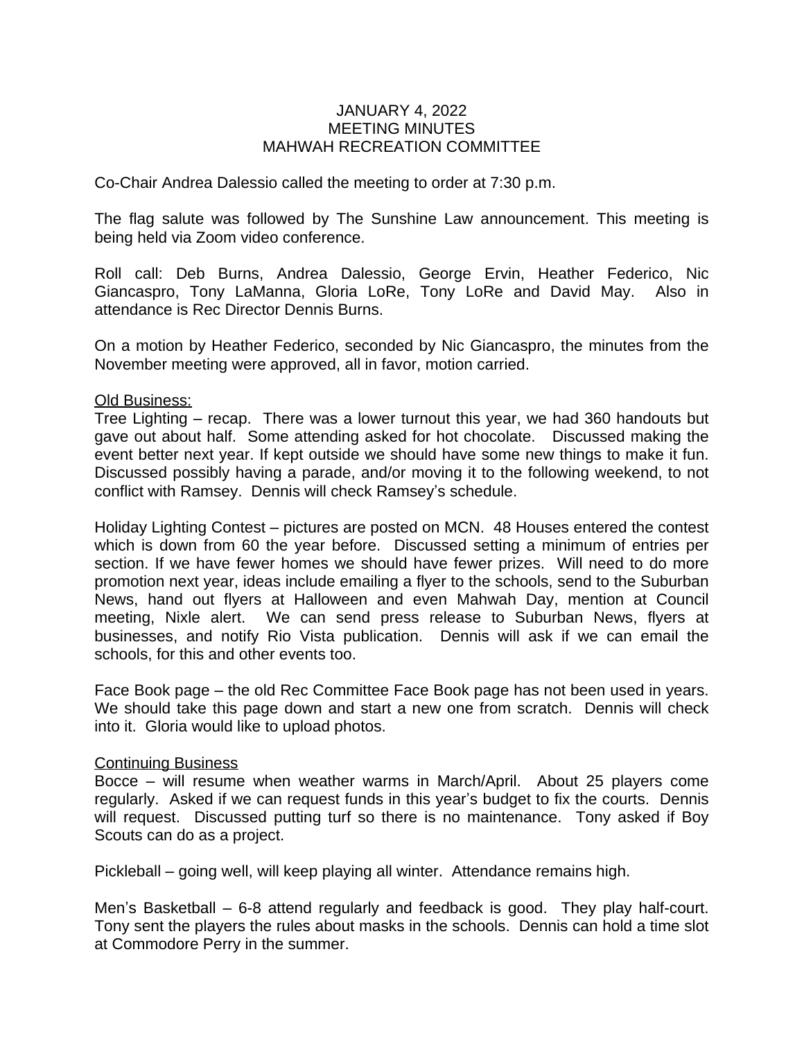# JANUARY 4, 2022
# MEETING MINUTES
# MAHWAH RECREATION COMMITTEE

Co-Chair Andrea Dalessio called the meeting to order at 7:30 p.m.

The flag salute was followed by The Sunshine Law announcement. This meeting is being held via Zoom video conference.

Roll call: Deb Burns, Andrea Dalessio, George Ervin, Heather Federico, Nic Giancaspro, Tony LaManna, Gloria LoRe, Tony LoRe and David May. Also in attendance is Rec Director Dennis Burns.

On a motion by Heather Federico, seconded by Nic Giancaspro, the minutes from the November meeting were approved, all in favor, motion carried.

## Old Business:

Tree Lighting – recap. There was a lower turnout this year, we had 360 handouts but gave out about half. Some attending asked for hot chocolate. Discussed making the event better next year. If kept outside we should have some new things to make it fun. Discussed possibly having a parade, and/or moving it to the following weekend, to not conflict with Ramsey. Dennis will check Ramsey's schedule.

Holiday Lighting Contest – pictures are posted on MCN. 48 Houses entered the contest which is down from 60 the year before. Discussed setting a minimum of entries per section. If we have fewer homes we should have fewer prizes. Will need to do more promotion next year, ideas include emailing a flyer to the schools, send to the Suburban News, hand out flyers at Halloween and even Mahwah Day, mention at Council meeting, Nixle alert. We can send press release to Suburban News, flyers at businesses, and notify Rio Vista publication. Dennis will ask if we can email the schools, for this and other events too.

Face Book page – the old Rec Committee Face Book page has not been used in years. We should take this page down and start a new one from scratch. Dennis will check into it. Gloria would like to upload photos.

## Continuing Business

Bocce – will resume when weather warms in March/April. About 25 players come regularly. Asked if we can request funds in this year's budget to fix the courts. Dennis will request. Discussed putting turf so there is no maintenance. Tony asked if Boy Scouts can do as a project.

Pickleball – going well, will keep playing all winter. Attendance remains high.

Men's Basketball – 6-8 attend regularly and feedback is good. They play half-court. Tony sent the players the rules about masks in the schools. Dennis can hold a time slot at Commodore Perry in the summer.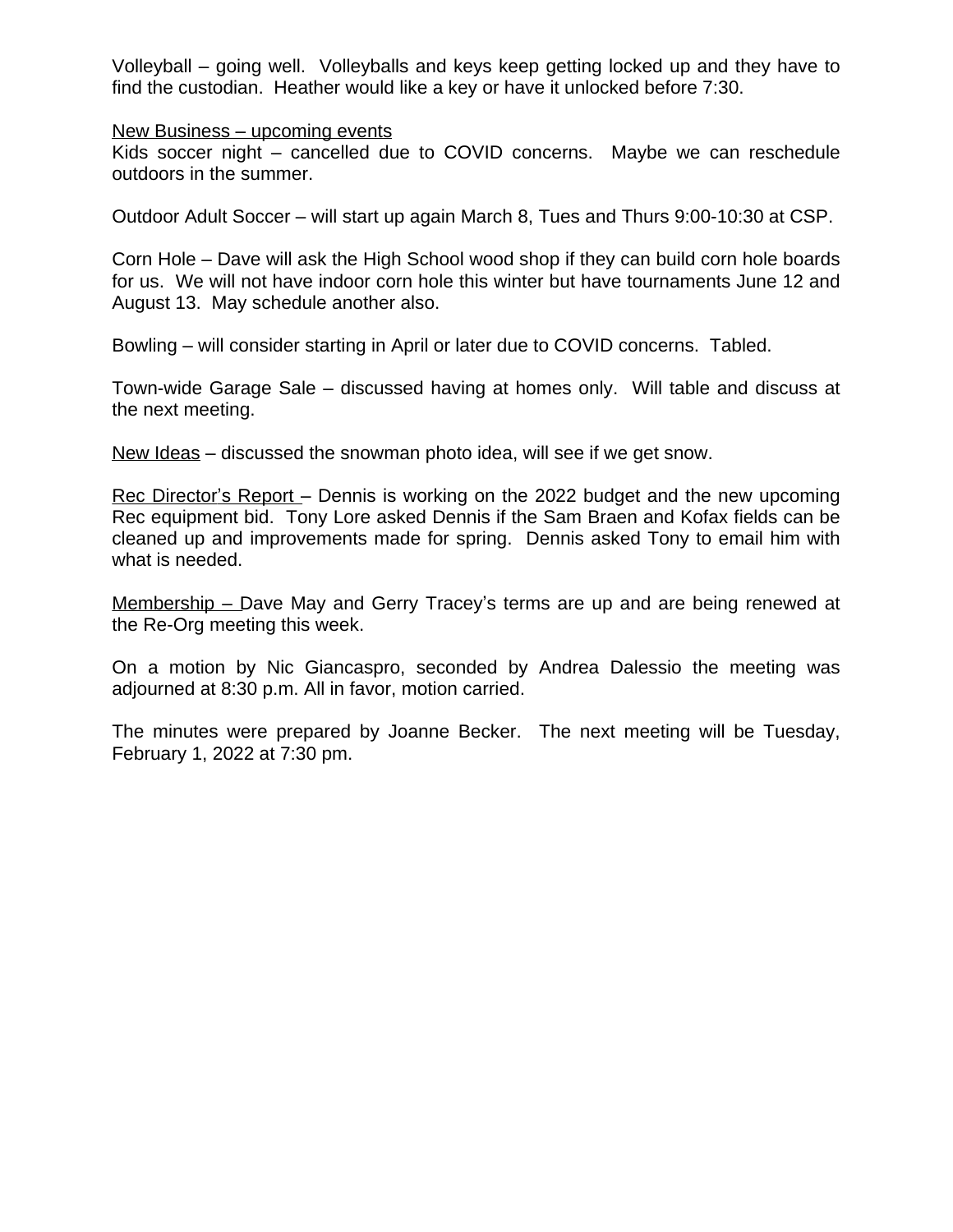Volleyball – going well. Volleyballs and keys keep getting locked up and they have to find the custodian. Heather would like a key or have it unlocked before 7:30.

<u>New Business – upcoming events</u>
Kids soccer night – cancelled due to COVID concerns. Maybe we can reschedule outdoors in the summer.

Outdoor Adult Soccer – will start up again March 8, Tues and Thurs 9:00-10:30 at CSP.

Corn Hole – Dave will ask the High School wood shop if they can build corn hole boards for us. We will not have indoor corn hole this winter but have tournaments June 12 and August 13. May schedule another also.

Bowling – will consider starting in April or later due to COVID concerns. Tabled.

Town-wide Garage Sale – discussed having at homes only. Will table and discuss at the next meeting.

<u>New Ideas</u> – discussed the snowman photo idea, will see if we get snow.

<u>Rec Director's Report</u> – Dennis is working on the 2022 budget and the new upcoming Rec equipment bid. Tony Lore asked Dennis if the Sam Braen and Kofax fields can be cleaned up and improvements made for spring. Dennis asked Tony to email him with what is needed.

<u>Membership –</u> Dave May and Gerry Tracey's terms are up and are being renewed at the Re-Org meeting this week.

On a motion by Nic Giancaspro, seconded by Andrea Dalessio the meeting was adjourned at 8:30 p.m. All in favor, motion carried.

The minutes were prepared by Joanne Becker. The next meeting will be Tuesday, February 1, 2022 at 7:30 pm.